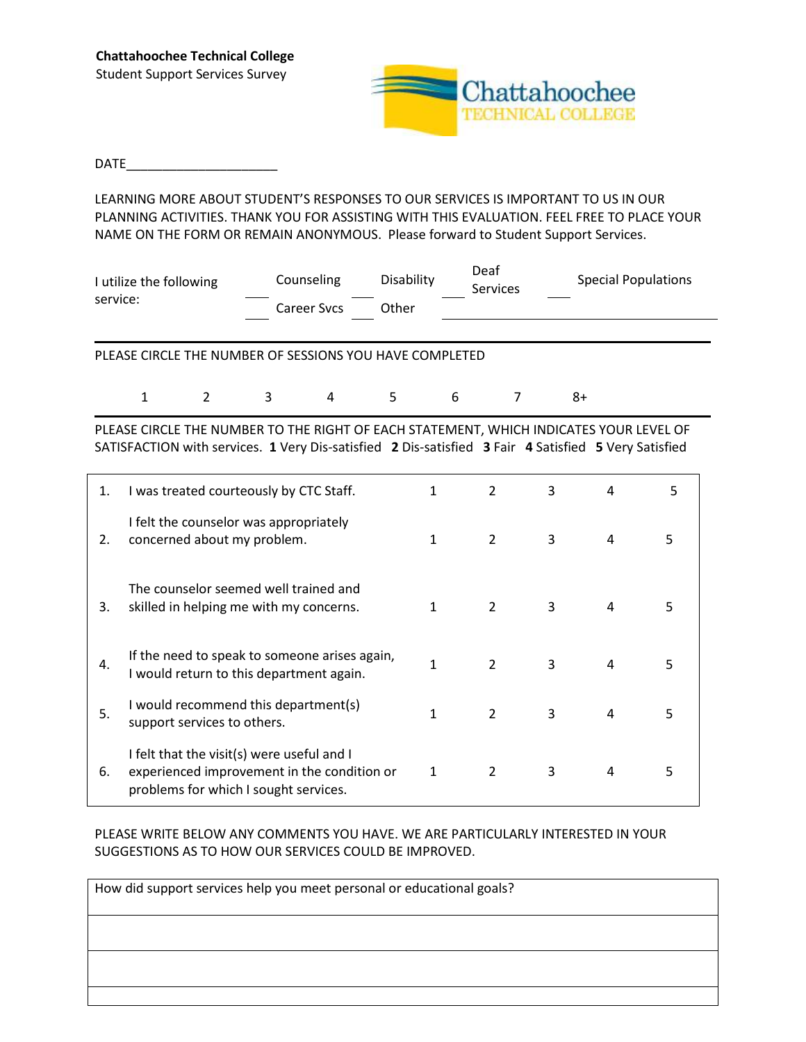**Chattahoochee Technical College**
Student Support Services Survey

DATE____________________

LEARNING MORE ABOUT STUDENT'S RESPONSES TO OUR SERVICES IS IMPORTANT TO US IN OUR PLANNING ACTIVITIES. THANK YOU FOR ASSISTING WITH THIS EVALUATION. FEEL FREE TO PLACE YOUR NAME ON THE FORM OR REMAIN ANONYMOUS. Please forward to Student Support Services.

I utilize the following service:

___ Counseling ___ Disability ___ Deaf Services ___ Special Populations

___ Career Svcs ___ Other ____________________

PLEASE CIRCLE THE NUMBER OF SESSIONS YOU HAVE COMPLETED

1 2 3 4 5 6 7 8+

PLEASE CIRCLE THE NUMBER TO THE RIGHT OF EACH STATEMENT, WHICH INDICATES YOUR LEVEL OF SATISFACTION with services. **1** Very Dis-satisfied **2** Dis-satisfied **3** Fair **4** Satisfied **5** Very Satisfied

| | | | | | | |
|---|---|---|---|---|---|---|
| 1. | I was treated courteously by CTC Staff. | 1 | 2 | 3 | 4 | 5 |
| 2. | I felt the counselor was appropriately concerned about my problem. | 1 | 2 | 3 | 4 | 5 |
| 3. | The counselor seemed well trained and skilled in helping me with my concerns. | 1 | 2 | 3 | 4 | 5 |
| 4. | If the need to speak to someone arises again, I would return to this department again. | 1 | 2 | 3 | 4 | 5 |
| 5. | I would recommend this department(s) support services to others. | 1 | 2 | 3 | 4 | 5 |
| 6. | I felt that the visit(s) were useful and I experienced improvement in the condition or problems for which I sought services. | 1 | 2 | 3 | 4 | 5 |

PLEASE WRITE BELOW ANY COMMENTS YOU HAVE. WE ARE PARTICULARLY INTERESTED IN YOUR SUGGESTIONS AS TO HOW OUR SERVICES COULD BE IMPROVED.

| How did support services help you meet personal or educational goals? |
|---|
| |
| |
| |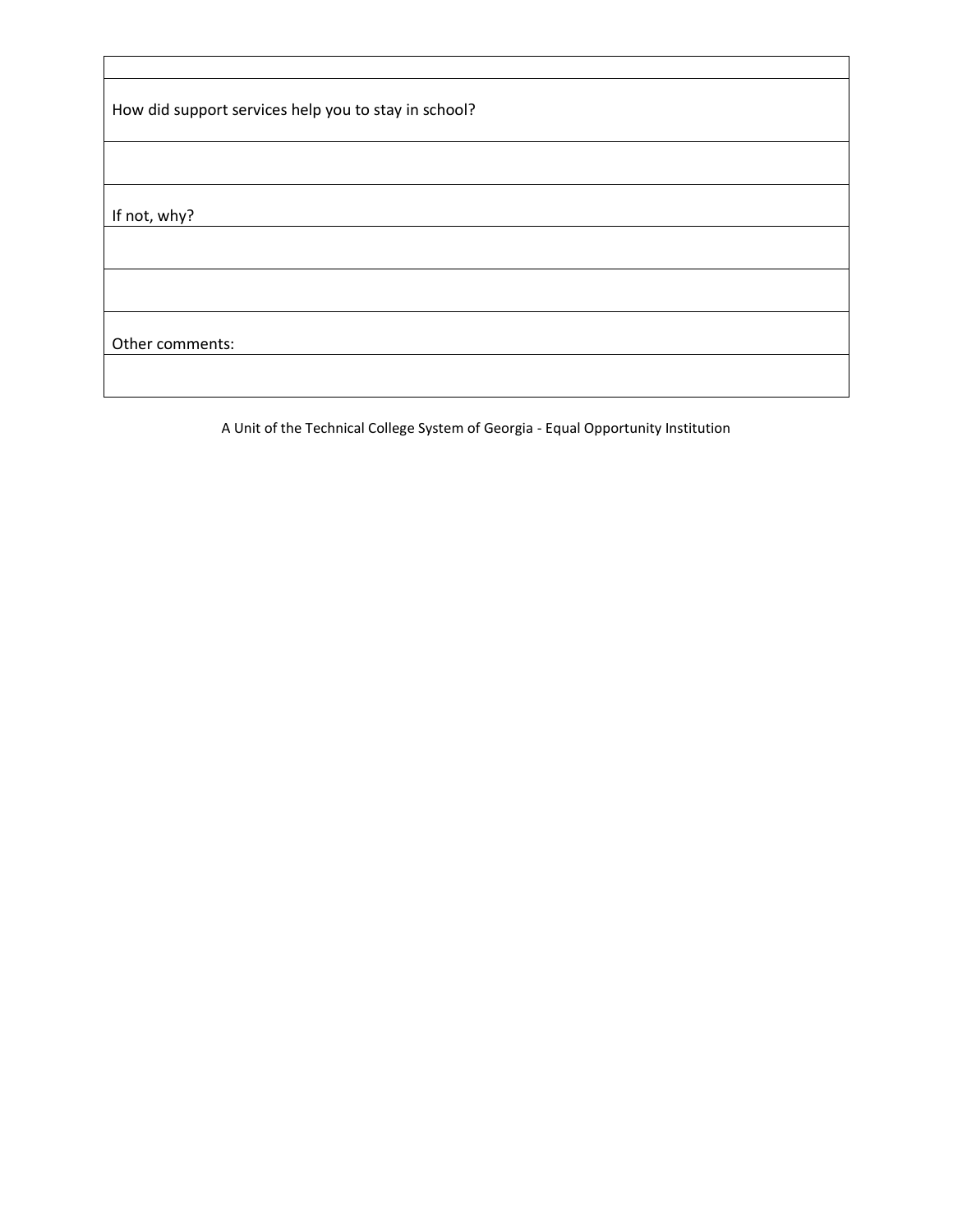| |
|---|
| How did support services help you to stay in school? |
| |
| If not, why? |
| |
| |
| Other comments: |
| |

A Unit of the Technical College System of Georgia - Equal Opportunity Institution